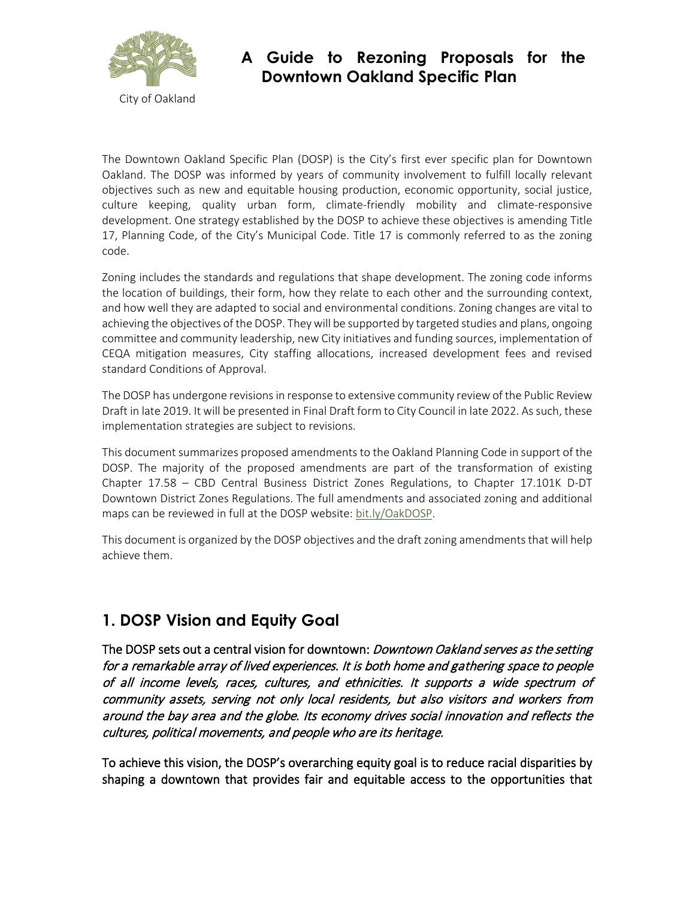City of Oakland

# A Guide to Rezoning Proposals for the Downtown Oakland Specific Plan

The Downtown Oakland Specific Plan (DOSP) is the City's first ever specific plan for Downtown Oakland. The DOSP was informed by years of community involvement to fulfill locally relevant objectives such as new and equitable housing production, economic opportunity, social justice, culture keeping, quality urban form, climate-friendly mobility and climate-responsive development. One strategy established by the DOSP to achieve these objectives is amending Title 17, Planning Code, of the City's Municipal Code. Title 17 is commonly referred to as the zoning code.

Zoning includes the standards and regulations that shape development. The zoning code informs the location of buildings, their form, how they relate to each other and the surrounding context, and how well they are adapted to social and environmental conditions. Zoning changes are vital to achieving the objectives of the DOSP. They will be supported by targeted studies and plans, ongoing committee and community leadership, new City initiatives and funding sources, implementation of CEQA mitigation measures, City staffing allocations, increased development fees and revised standard Conditions of Approval.

The DOSP has undergone revisions in response to extensive community review of the Public Review Draft in late 2019. It will be presented in Final Draft form to City Council in late 2022. As such, these implementation strategies are subject to revisions.

This document summarizes proposed amendments to the Oakland Planning Code in support of the DOSP. The majority of the proposed amendments are part of the transformation of existing Chapter 17.58 – CBD Central Business District Zones Regulations, to Chapter 17.101K D-DT Downtown District Zones Regulations. The full amendments and associated zoning and additional maps can be reviewed in full at the DOSP website: bit.ly/OakDOSP.

This document is organized by the DOSP objectives and the draft zoning amendments that will help achieve them.

## 1. DOSP Vision and Equity Goal

**The DOSP sets out a central vision for downtown:** ***Downtown Oakland serves as the setting for a remarkable array of lived experiences. It is both home and gathering space to people of all income levels, races, cultures, and ethnicities. It supports a wide spectrum of community assets, serving not only local residents, but also visitors and workers from around the bay area and the globe. Its economy drives social innovation and reflects the cultures, political movements, and people who are its heritage.***

**To achieve this vision, the DOSP's overarching equity goal is to reduce racial disparities by shaping a downtown that provides fair and equitable access to the opportunities that**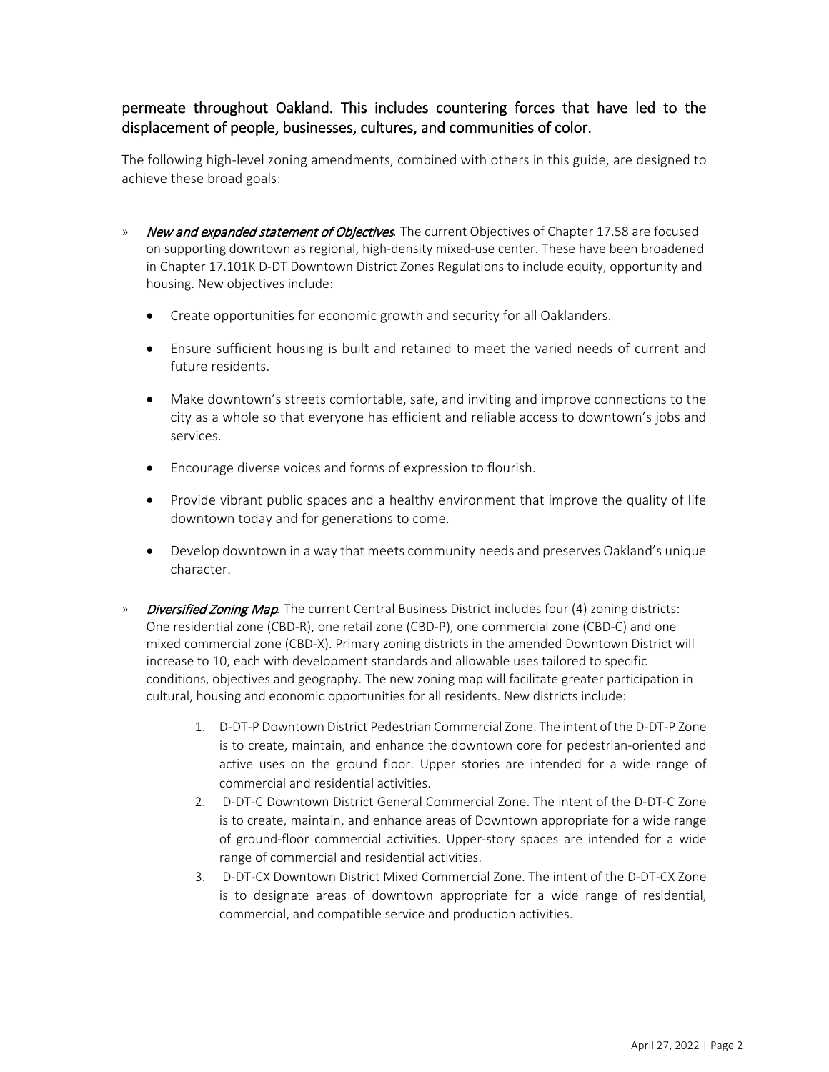**permeate throughout Oakland. This includes countering forces that have led to the displacement of people, businesses, cultures, and communities of color.**

The following high-level zoning amendments, combined with others in this guide, are designed to achieve these broad goals:

» ***New and expanded statement of Objectives***. The current Objectives of Chapter 17.58 are focused on supporting downtown as regional, high-density mixed-use center. These have been broadened in Chapter 17.101K D-DT Downtown District Zones Regulations to include equity, opportunity and housing. New objectives include:

- Create opportunities for economic growth and security for all Oaklanders.
- Ensure sufficient housing is built and retained to meet the varied needs of current and future residents.
- Make downtown's streets comfortable, safe, and inviting and improve connections to the city as a whole so that everyone has efficient and reliable access to downtown's jobs and services.
- Encourage diverse voices and forms of expression to flourish.
- Provide vibrant public spaces and a healthy environment that improve the quality of life downtown today and for generations to come.
- Develop downtown in a way that meets community needs and preserves Oakland's unique character.

» ***Diversified Zoning Map***. The current Central Business District includes four (4) zoning districts: One residential zone (CBD-R), one retail zone (CBD-P), one commercial zone (CBD-C) and one mixed commercial zone (CBD-X). Primary zoning districts in the amended Downtown District will increase to 10, each with development standards and allowable uses tailored to specific conditions, objectives and geography. The new zoning map will facilitate greater participation in cultural, housing and economic opportunities for all residents. New districts include:

1. D-DT-P Downtown District Pedestrian Commercial Zone. The intent of the D-DT-P Zone is to create, maintain, and enhance the downtown core for pedestrian-oriented and active uses on the ground floor. Upper stories are intended for a wide range of commercial and residential activities.
2. D-DT-C Downtown District General Commercial Zone. The intent of the D-DT-C Zone is to create, maintain, and enhance areas of Downtown appropriate for a wide range of ground-floor commercial activities. Upper-story spaces are intended for a wide range of commercial and residential activities.
3. D-DT-CX Downtown District Mixed Commercial Zone. The intent of the D-DT-CX Zone is to designate areas of downtown appropriate for a wide range of residential, commercial, and compatible service and production activities.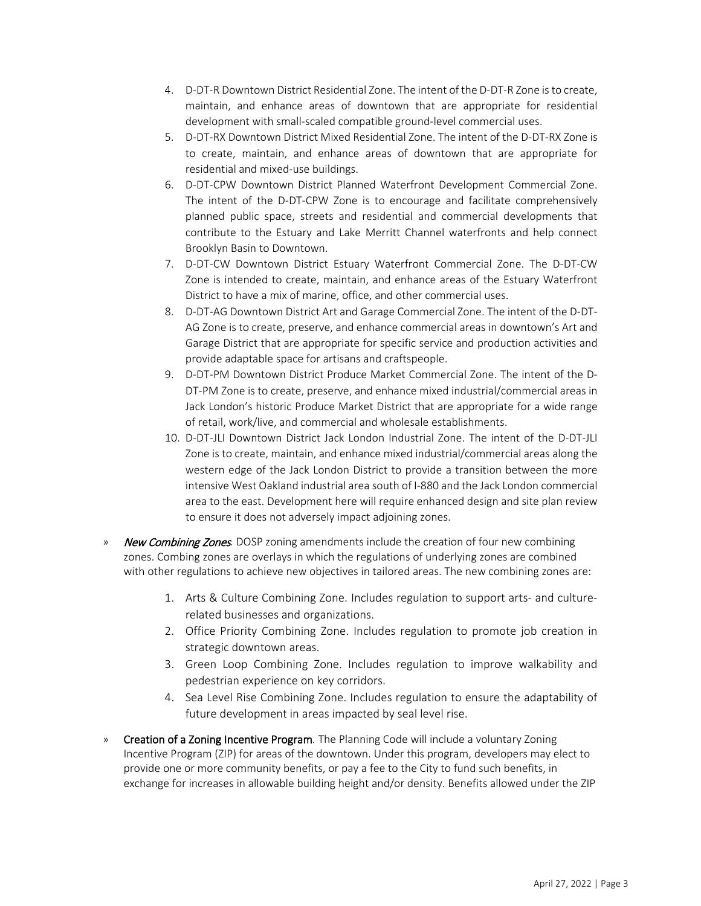4. D-DT-R Downtown District Residential Zone. The intent of the D-DT-R Zone is to create, maintain, and enhance areas of downtown that are appropriate for residential development with small-scaled compatible ground-level commercial uses.
5. D-DT-RX Downtown District Mixed Residential Zone. The intent of the D-DT-RX Zone is to create, maintain, and enhance areas of downtown that are appropriate for residential and mixed-use buildings.
6. D-DT-CPW Downtown District Planned Waterfront Development Commercial Zone. The intent of the D-DT-CPW Zone is to encourage and facilitate comprehensively planned public space, streets and residential and commercial developments that contribute to the Estuary and Lake Merritt Channel waterfronts and help connect Brooklyn Basin to Downtown.
7. D-DT-CW Downtown District Estuary Waterfront Commercial Zone. The D-DT-CW Zone is intended to create, maintain, and enhance areas of the Estuary Waterfront District to have a mix of marine, office, and other commercial uses.
8. D-DT-AG Downtown District Art and Garage Commercial Zone. The intent of the D-DT-AG Zone is to create, preserve, and enhance commercial areas in downtown's Art and Garage District that are appropriate for specific service and production activities and provide adaptable space for artisans and craftspeople.
9. D-DT-PM Downtown District Produce Market Commercial Zone. The intent of the D-DT-PM Zone is to create, preserve, and enhance mixed industrial/commercial areas in Jack London's historic Produce Market District that are appropriate for a wide range of retail, work/live, and commercial and wholesale establishments.
10. D-DT-JLI Downtown District Jack London Industrial Zone. The intent of the D-DT-JLI Zone is to create, maintain, and enhance mixed industrial/commercial areas along the western edge of the Jack London District to provide a transition between the more intensive West Oakland industrial area south of I-880 and the Jack London commercial area to the east. Development here will require enhanced design and site plan review to ensure it does not adversely impact adjoining zones.

» *New Combining Zones*. DOSP zoning amendments include the creation of four new combining zones. Combing zones are overlays in which the regulations of underlying zones are combined with other regulations to achieve new objectives in tailored areas. The new combining zones are:

1. Arts & Culture Combining Zone. Includes regulation to support arts- and culture-related businesses and organizations.
2. Office Priority Combining Zone. Includes regulation to promote job creation in strategic downtown areas.
3. Green Loop Combining Zone. Includes regulation to improve walkability and pedestrian experience on key corridors.
4. Sea Level Rise Combining Zone. Includes regulation to ensure the adaptability of future development in areas impacted by seal level rise.

» **Creation of a Zoning Incentive Program**. The Planning Code will include a voluntary Zoning Incentive Program (ZIP) for areas of the downtown. Under this program, developers may elect to provide one or more community benefits, or pay a fee to the City to fund such benefits, in exchange for increases in allowable building height and/or density. Benefits allowed under the ZIP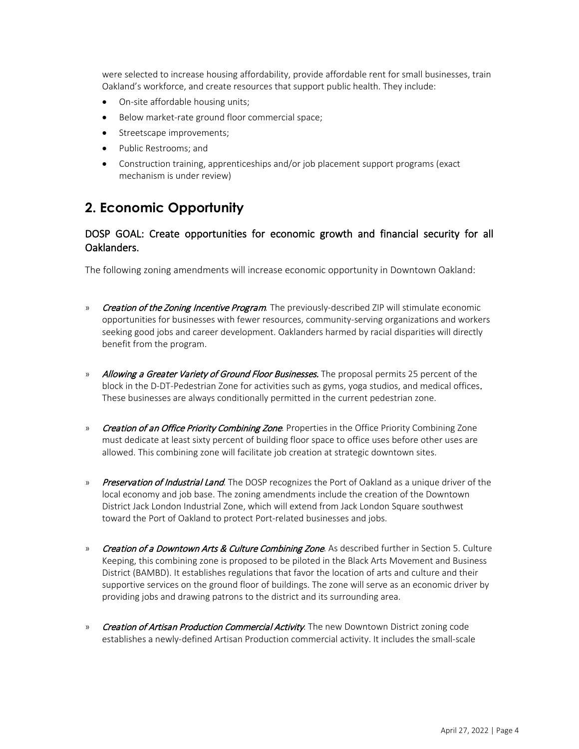were selected to increase housing affordability, provide affordable rent for small businesses, train Oakland's workforce, and create resources that support public health. They include:

- On-site affordable housing units;
- Below market-rate ground floor commercial space;
- Streetscape improvements;
- Public Restrooms; and
- Construction training, apprenticeships and/or job placement support programs (exact mechanism is under review)

## 2. Economic Opportunity

### DOSP GOAL: Create opportunities for economic growth and financial security for all Oaklanders.

The following zoning amendments will increase economic opportunity in Downtown Oakland:

» *Creation of the Zoning Incentive Program*. The previously-described ZIP will stimulate economic opportunities for businesses with fewer resources, community-serving organizations and workers seeking good jobs and career development. Oaklanders harmed by racial disparities will directly benefit from the program.

» *Allowing a Greater Variety of Ground Floor Businesses.* The proposal permits 25 percent of the block in the D-DT-Pedestrian Zone for activities such as gyms, yoga studios, and medical offices. These businesses are always conditionally permitted in the current pedestrian zone.

» *Creation of an Office Priority Combining Zone*. Properties in the Office Priority Combining Zone must dedicate at least sixty percent of building floor space to office uses before other uses are allowed. This combining zone will facilitate job creation at strategic downtown sites.

» *Preservation of Industrial Land*. The DOSP recognizes the Port of Oakland as a unique driver of the local economy and job base. The zoning amendments include the creation of the Downtown District Jack London Industrial Zone, which will extend from Jack London Square southwest toward the Port of Oakland to protect Port-related businesses and jobs.

» *Creation of a Downtown Arts & Culture Combining Zone*. As described further in Section 5. Culture Keeping, this combining zone is proposed to be piloted in the Black Arts Movement and Business District (BAMBD). It establishes regulations that favor the location of arts and culture and their supportive services on the ground floor of buildings. The zone will serve as an economic driver by providing jobs and drawing patrons to the district and its surrounding area.

» *Creation of Artisan Production Commercial Activity*. The new Downtown District zoning code establishes a newly-defined Artisan Production commercial activity. It includes the small-scale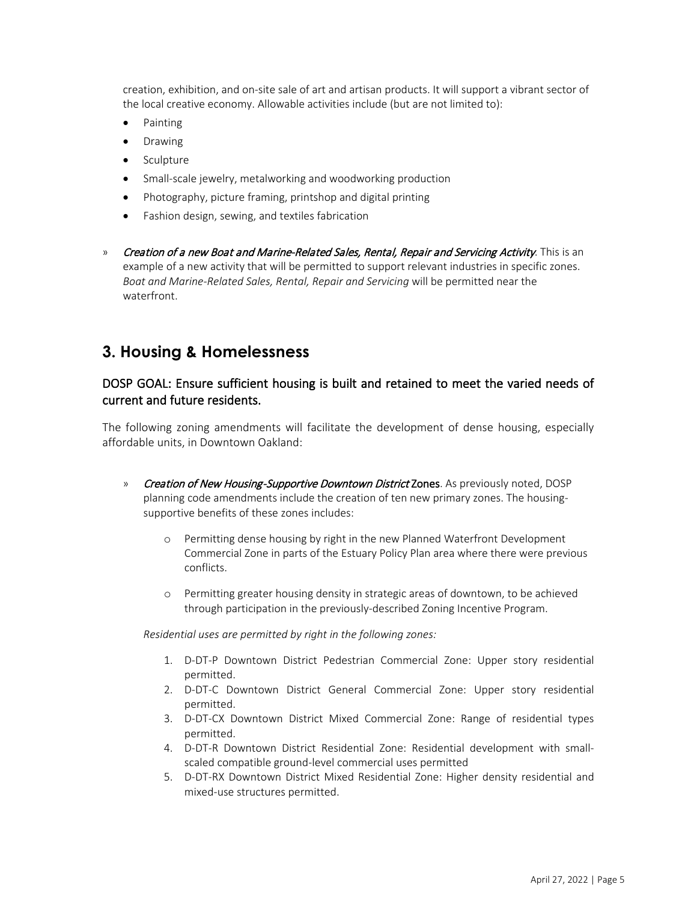creation, exhibition, and on-site sale of art and artisan products. It will support a vibrant sector of the local creative economy. Allowable activities include (but are not limited to):

- Painting
- Drawing
- Sculpture
- Small-scale jewelry, metalworking and woodworking production
- Photography, picture framing, printshop and digital printing
- Fashion design, sewing, and textiles fabrication

» *Creation of a new Boat and Marine-Related Sales, Rental, Repair and Servicing Activity*. This is an example of a new activity that will be permitted to support relevant industries in specific zones. *Boat and Marine-Related Sales, Rental, Repair and Servicing* will be permitted near the waterfront.

## 3. Housing & Homelessness

### DOSP GOAL: Ensure sufficient housing is built and retained to meet the varied needs of current and future residents.

The following zoning amendments will facilitate the development of dense housing, especially affordable units, in Downtown Oakland:

» *Creation of New Housing-Supportive Downtown District* **Zones**. As previously noted, DOSP planning code amendments include the creation of ten new primary zones. The housing-supportive benefits of these zones includes:

- Permitting dense housing by right in the new Planned Waterfront Development Commercial Zone in parts of the Estuary Policy Plan area where there were previous conflicts.
- Permitting greater housing density in strategic areas of downtown, to be achieved through participation in the previously-described Zoning Incentive Program.

*Residential uses are permitted by right in the following zones:*

1. D-DT-P Downtown District Pedestrian Commercial Zone: Upper story residential permitted.
2. D-DT-C Downtown District General Commercial Zone: Upper story residential permitted.
3. D-DT-CX Downtown District Mixed Commercial Zone: Range of residential types permitted.
4. D-DT-R Downtown District Residential Zone: Residential development with small-scaled compatible ground-level commercial uses permitted
5. D-DT-RX Downtown District Mixed Residential Zone: Higher density residential and mixed-use structures permitted.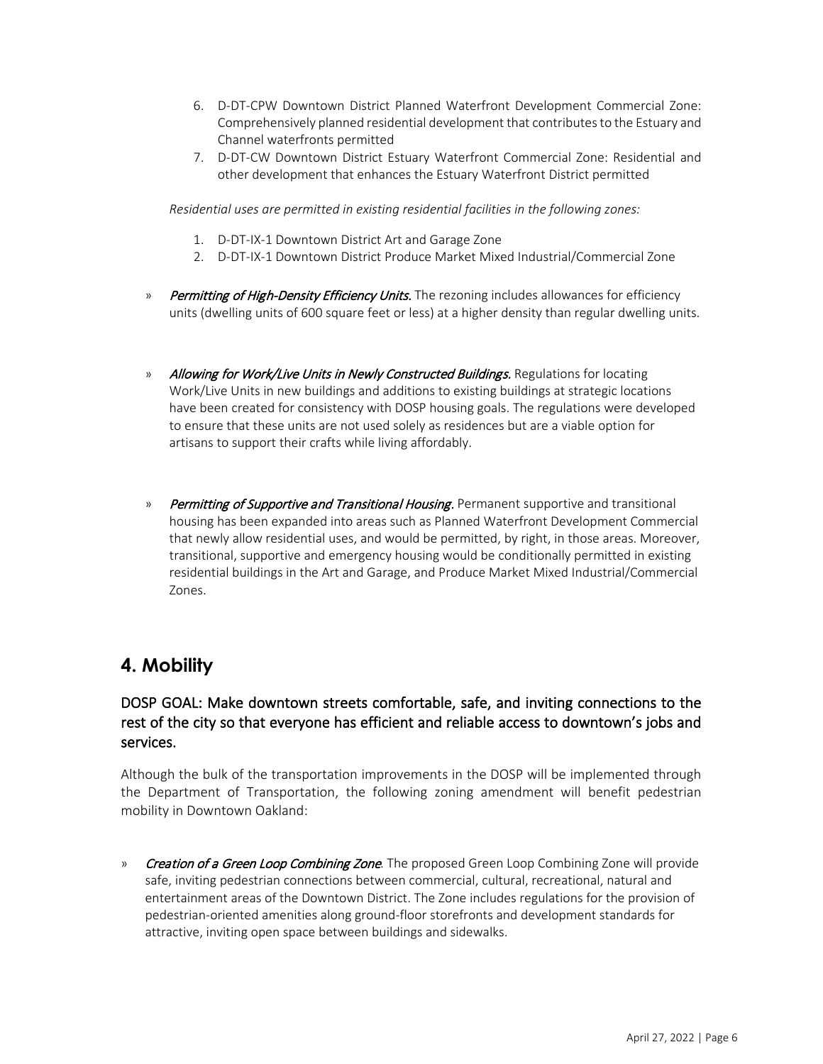6. D-DT-CPW Downtown District Planned Waterfront Development Commercial Zone: Comprehensively planned residential development that contributes to the Estuary and Channel waterfronts permitted
7. D-DT-CW Downtown District Estuary Waterfront Commercial Zone: Residential and other development that enhances the Estuary Waterfront District permitted

*Residential uses are permitted in existing residential facilities in the following zones:*

1. D-DT-IX-1 Downtown District Art and Garage Zone
2. D-DT-IX-1 Downtown District Produce Market Mixed Industrial/Commercial Zone

» ***Permitting of High-Density Efficiency Units.*** The rezoning includes allowances for efficiency units (dwelling units of 600 square feet or less) at a higher density than regular dwelling units.

» ***Allowing for Work/Live Units in Newly Constructed Buildings.*** Regulations for locating Work/Live Units in new buildings and additions to existing buildings at strategic locations have been created for consistency with DOSP housing goals. The regulations were developed to ensure that these units are not used solely as residences but are a viable option for artisans to support their crafts while living affordably.

» ***Permitting of Supportive and Transitional Housing.*** Permanent supportive and transitional housing has been expanded into areas such as Planned Waterfront Development Commercial that newly allow residential uses, and would be permitted, by right, in those areas. Moreover, transitional, supportive and emergency housing would be conditionally permitted in existing residential buildings in the Art and Garage, and Produce Market Mixed Industrial/Commercial Zones.

## 4. Mobility

### DOSP GOAL: Make downtown streets comfortable, safe, and inviting connections to the rest of the city so that everyone has efficient and reliable access to downtown's jobs and services.

Although the bulk of the transportation improvements in the DOSP will be implemented through the Department of Transportation, the following zoning amendment will benefit pedestrian mobility in Downtown Oakland:

» ***Creation of a Green Loop Combining Zone***. The proposed Green Loop Combining Zone will provide safe, inviting pedestrian connections between commercial, cultural, recreational, natural and entertainment areas of the Downtown District. The Zone includes regulations for the provision of pedestrian-oriented amenities along ground-floor storefronts and development standards for attractive, inviting open space between buildings and sidewalks.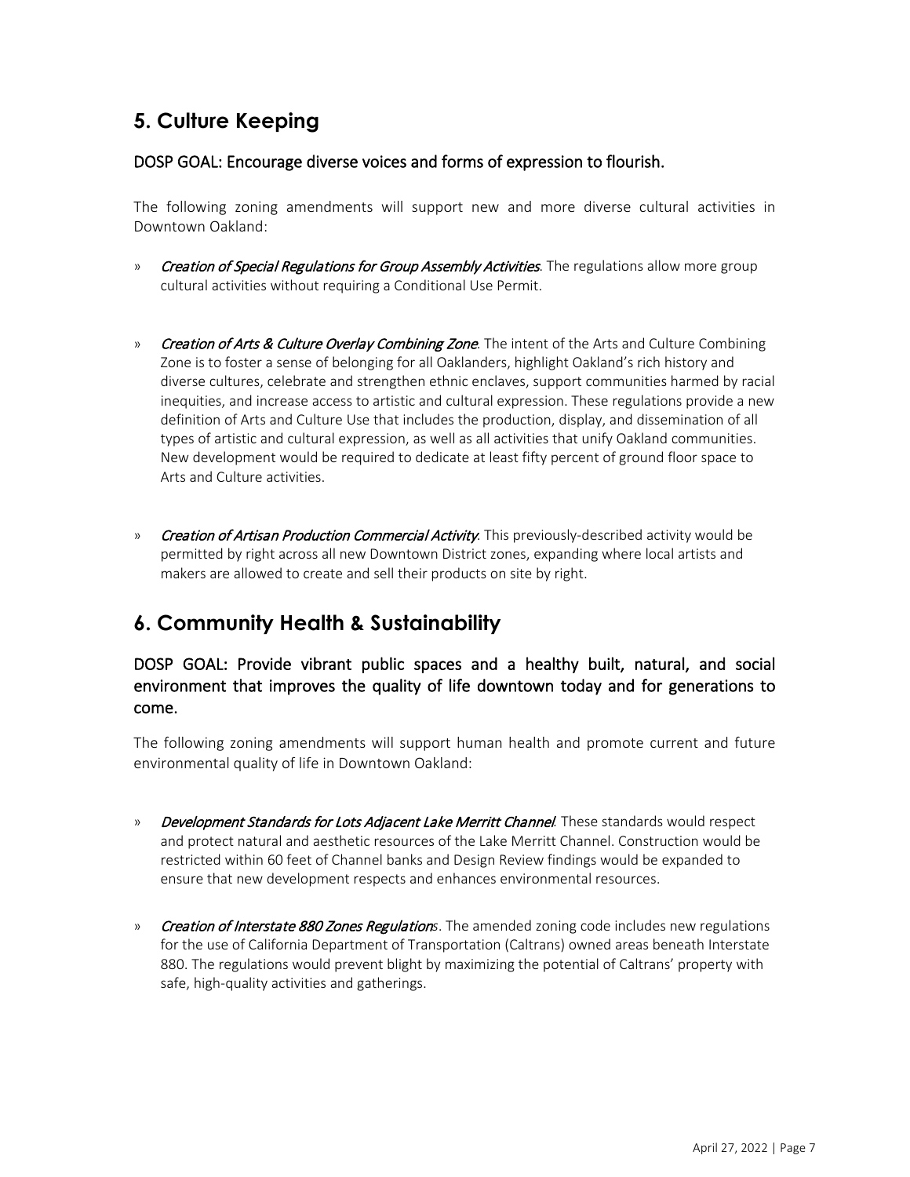## 5. Culture Keeping

### DOSP GOAL: Encourage diverse voices and forms of expression to flourish.

The following zoning amendments will support new and more diverse cultural activities in Downtown Oakland:

» *Creation of Special Regulations for Group Assembly Activities*. The regulations allow more group cultural activities without requiring a Conditional Use Permit.

» *Creation of Arts & Culture Overlay Combining Zone*. The intent of the Arts and Culture Combining Zone is to foster a sense of belonging for all Oaklanders, highlight Oakland's rich history and diverse cultures, celebrate and strengthen ethnic enclaves, support communities harmed by racial inequities, and increase access to artistic and cultural expression. These regulations provide a new definition of Arts and Culture Use that includes the production, display, and dissemination of all types of artistic and cultural expression, as well as all activities that unify Oakland communities. New development would be required to dedicate at least fifty percent of ground floor space to Arts and Culture activities.

» *Creation of Artisan Production Commercial Activity*. This previously-described activity would be permitted by right across all new Downtown District zones, expanding where local artists and makers are allowed to create and sell their products on site by right.

## 6. Community Health & Sustainability

### DOSP GOAL: Provide vibrant public spaces and a healthy built, natural, and social environment that improves the quality of life downtown today and for generations to come.

The following zoning amendments will support human health and promote current and future environmental quality of life in Downtown Oakland:

» *Development Standards for Lots Adjacent Lake Merritt Channel*. These standards would respect and protect natural and aesthetic resources of the Lake Merritt Channel. Construction would be restricted within 60 feet of Channel banks and Design Review findings would be expanded to ensure that new development respects and enhances environmental resources.

» *Creation of Interstate 880 Zones Regulations*. The amended zoning code includes new regulations for the use of California Department of Transportation (Caltrans) owned areas beneath Interstate 880. The regulations would prevent blight by maximizing the potential of Caltrans' property with safe, high-quality activities and gatherings.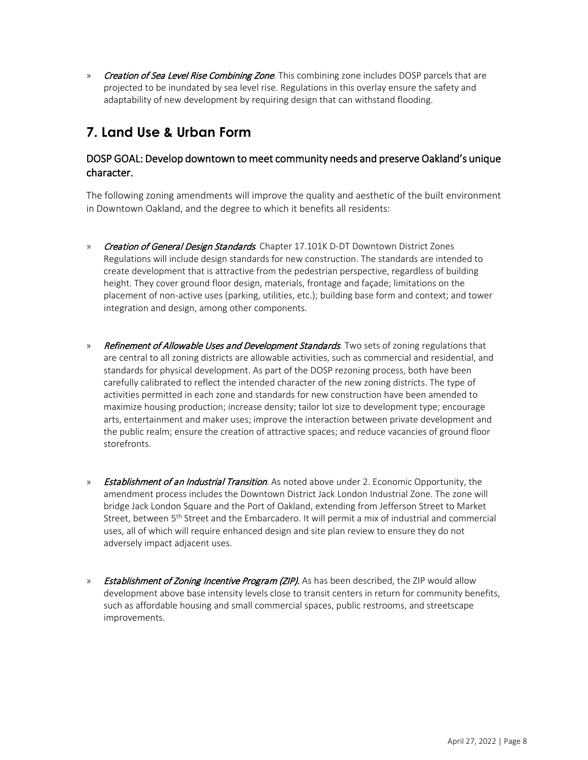» *Creation of Sea Level Rise Combining Zone*. This combining zone includes DOSP parcels that are projected to be inundated by sea level rise. Regulations in this overlay ensure the safety and adaptability of new development by requiring design that can withstand flooding.

## 7. Land Use & Urban Form

### DOSP GOAL: Develop downtown to meet community needs and preserve Oakland's unique character.

The following zoning amendments will improve the quality and aesthetic of the built environment in Downtown Oakland, and the degree to which it benefits all residents:

» *Creation of General Design Standards*. Chapter 17.101K D-DT Downtown District Zones Regulations will include design standards for new construction. The standards are intended to create development that is attractive from the pedestrian perspective, regardless of building height. They cover ground floor design, materials, frontage and façade; limitations on the placement of non-active uses (parking, utilities, etc.); building base form and context; and tower integration and design, among other components.

» *Refinement of Allowable Uses and Development Standards*. Two sets of zoning regulations that are central to all zoning districts are allowable activities, such as commercial and residential, and standards for physical development. As part of the DOSP rezoning process, both have been carefully calibrated to reflect the intended character of the new zoning districts. The type of activities permitted in each zone and standards for new construction have been amended to maximize housing production; increase density; tailor lot size to development type; encourage arts, entertainment and maker uses; improve the interaction between private development and the public realm; ensure the creation of attractive spaces; and reduce vacancies of ground floor storefronts.

» *Establishment of an Industrial Transition*. As noted above under 2. Economic Opportunity, the amendment process includes the Downtown District Jack London Industrial Zone. The zone will bridge Jack London Square and the Port of Oakland, extending from Jefferson Street to Market Street, between 5th Street and the Embarcadero. It will permit a mix of industrial and commercial uses, all of which will require enhanced design and site plan review to ensure they do not adversely impact adjacent uses.

» *Establishment of Zoning Incentive Program (ZIP)*. As has been described, the ZIP would allow development above base intensity levels close to transit centers in return for community benefits, such as affordable housing and small commercial spaces, public restrooms, and streetscape improvements.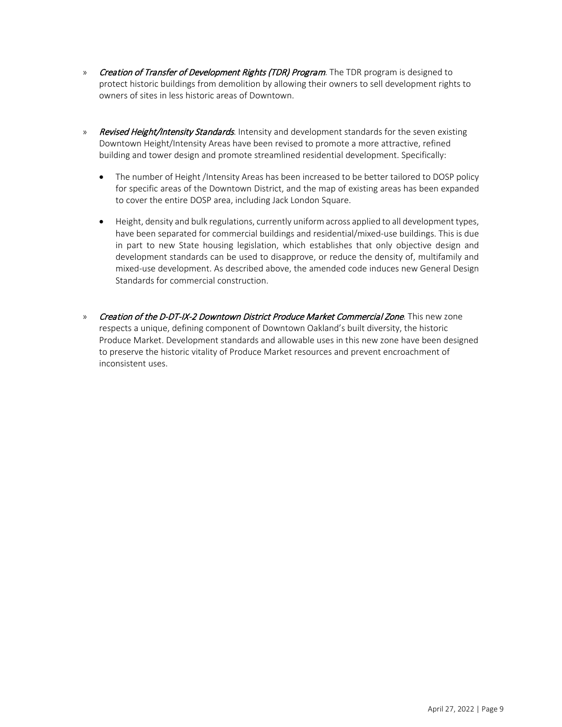- *Creation of Transfer of Development Rights (TDR) Program*. The TDR program is designed to protect historic buildings from demolition by allowing their owners to sell development rights to owners of sites in less historic areas of Downtown.

- *Revised Height/Intensity Standards*. Intensity and development standards for the seven existing Downtown Height/Intensity Areas have been revised to promote a more attractive, refined building and tower design and promote streamlined residential development. Specifically:

  - The number of Height /Intensity Areas has been increased to be better tailored to DOSP policy for specific areas of the Downtown District, and the map of existing areas has been expanded to cover the entire DOSP area, including Jack London Square.

  - Height, density and bulk regulations, currently uniform across applied to all development types, have been separated for commercial buildings and residential/mixed-use buildings. This is due in part to new State housing legislation, which establishes that only objective design and development standards can be used to disapprove, or reduce the density of, multifamily and mixed-use development. As described above, the amended code induces new General Design Standards for commercial construction.

- *Creation of the D-DT-IX-2 Downtown District Produce Market Commercial Zone*. This new zone respects a unique, defining component of Downtown Oakland's built diversity, the historic Produce Market. Development standards and allowable uses in this new zone have been designed to preserve the historic vitality of Produce Market resources and prevent encroachment of inconsistent uses.